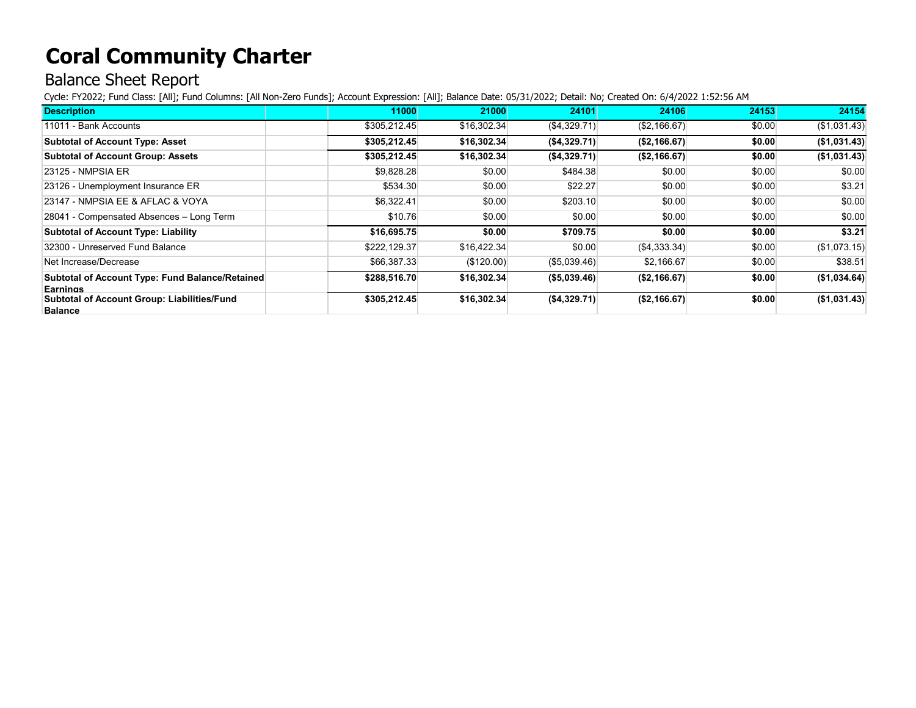# Coral Community Charter

## Balance Sheet Report

Cycle: FY2022; Fund Class: [All]; Fund Columns: [All Non-Zero Funds]; Account Expression: [All]; Balance Date: 05/31/2022; Detail: No; Created On: 6/4/2022 1:52:56 AM

| Description | | 11000 | 21000 | 24101 | 24106 | 24153 | 24154 |
|---|---|---|---|---|---|---|---|
| 11011 - Bank Accounts | | $305,212.45 | $16,302.34 | ($4,329.71) | ($2,166.67) | $0.00 | ($1,031.43) |
| **Subtotal of Account Type: Asset** | | **$305,212.45** | **$16,302.34** | **($4,329.71)** | **($2,166.67)** | **$0.00** | **($1,031.43)** |
| **Subtotal of Account Group: Assets** | | **$305,212.45** | **$16,302.34** | **($4,329.71)** | **($2,166.67)** | **$0.00** | **($1,031.43)** |
| 23125 - NMPSIA ER | | $9,828.28 | $0.00 | $484.38 | $0.00 | $0.00 | $0.00 |
| 23126 - Unemployment Insurance ER | | $534.30 | $0.00 | $22.27 | $0.00 | $0.00 | $3.21 |
| 23147 - NMPSIA EE & AFLAC & VOYA | | $6,322.41 | $0.00 | $203.10 | $0.00 | $0.00 | $0.00 |
| 28041 - Compensated Absences – Long Term | | $10.76 | $0.00 | $0.00 | $0.00 | $0.00 | $0.00 |
| **Subtotal of Account Type: Liability** | | **$16,695.75** | **$0.00** | **$709.75** | **$0.00** | **$0.00** | **$3.21** |
| 32300 - Unreserved Fund Balance | | $222,129.37 | $16,422.34 | $0.00 | ($4,333.34) | $0.00 | ($1,073.15) |
| Net Increase/Decrease | | $66,387.33 | ($120.00) | ($5,039.46) | $2,166.67 | $0.00 | $38.51 |
| **Subtotal of Account Type: Fund Balance/Retained Earnings** | | **$288,516.70** | **$16,302.34** | **($5,039.46)** | **($2,166.67)** | **$0.00** | **($1,034.64)** |
| **Subtotal of Account Group: Liabilities/Fund Balance** | | **$305,212.45** | **$16,302.34** | **($4,329.71)** | **($2,166.67)** | **$0.00** | **($1,031.43)** |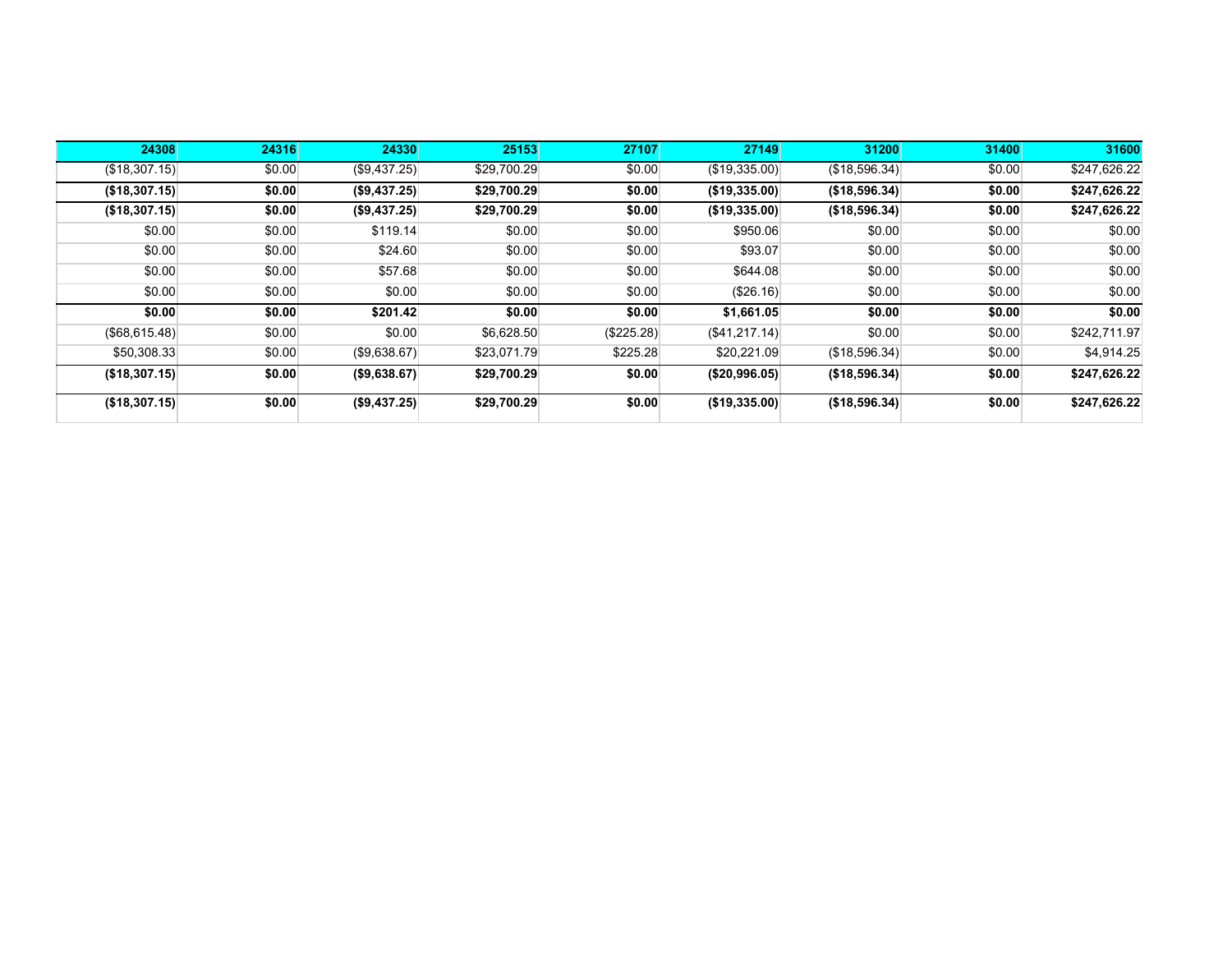| 24308 | 24316 | 24330 | 25153 | 27107 | 27149 | 31200 | 31400 | 31600 |
|---|---|---|---|---|---|---|---|---|
| ($18,307.15) | $0.00 | ($9,437.25) | $29,700.29 | $0.00 | ($19,335.00) | ($18,596.34) | $0.00 | $247,626.22 |
| **($18,307.15)** | **$0.00** | **($9,437.25)** | **$29,700.29** | **$0.00** | **($19,335.00)** | **($18,596.34)** | **$0.00** | **$247,626.22** |
| **($18,307.15)** | **$0.00** | **($9,437.25)** | **$29,700.29** | **$0.00** | **($19,335.00)** | **($18,596.34)** | **$0.00** | **$247,626.22** |
| $0.00 | $0.00 | $119.14 | $0.00 | $0.00 | $950.06 | $0.00 | $0.00 | $0.00 |
| $0.00 | $0.00 | $24.60 | $0.00 | $0.00 | $93.07 | $0.00 | $0.00 | $0.00 |
| $0.00 | $0.00 | $57.68 | $0.00 | $0.00 | $644.08 | $0.00 | $0.00 | $0.00 |
| $0.00 | $0.00 | $0.00 | $0.00 | $0.00 | ($26.16) | $0.00 | $0.00 | $0.00 |
| **$0.00** | **$0.00** | **$201.42** | **$0.00** | **$0.00** | **$1,661.05** | **$0.00** | **$0.00** | **$0.00** |
| ($68,615.48) | $0.00 | $0.00 | $6,628.50 | ($225.28) | ($41,217.14) | $0.00 | $0.00 | $242,711.97 |
| $50,308.33 | $0.00 | ($9,638.67) | $23,071.79 | $225.28 | $20,221.09 | ($18,596.34) | $0.00 | $4,914.25 |
| **($18,307.15)** | **$0.00** | **($9,638.67)** | **$29,700.29** | **$0.00** | **($20,996.05)** | **($18,596.34)** | **$0.00** | **$247,626.22** |
| **($18,307.15)** | **$0.00** | **($9,437.25)** | **$29,700.29** | **$0.00** | **($19,335.00)** | **($18,596.34)** | **$0.00** | **$247,626.22** |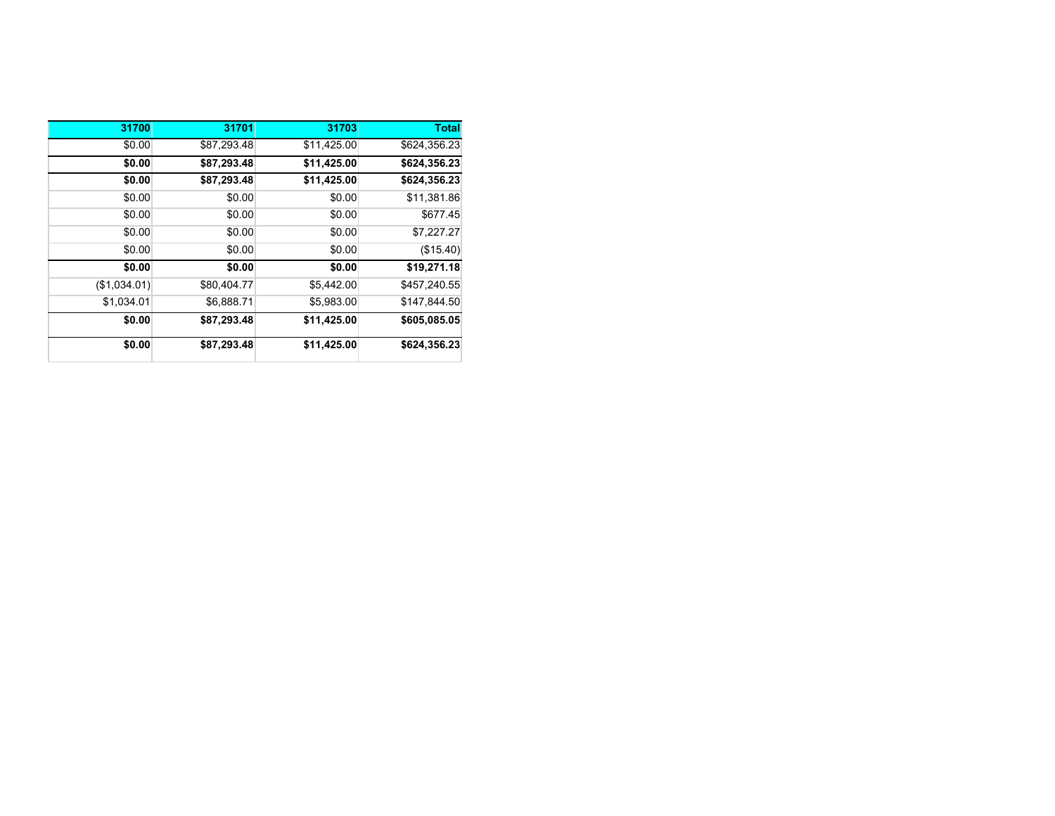| 31700 | 31701 | 31703 | Total |
|---:|---:|---:|---:|
| $0.00 | $87,293.48 | $11,425.00 | $624,356.23 |
| **$0.00** | **$87,293.48** | **$11,425.00** | **$624,356.23** |
| **$0.00** | **$87,293.48** | **$11,425.00** | **$624,356.23** |
| $0.00 | $0.00 | $0.00 | $11,381.86 |
| $0.00 | $0.00 | $0.00 | $677.45 |
| $0.00 | $0.00 | $0.00 | $7,227.27 |
| $0.00 | $0.00 | $0.00 | ($15.40) |
| **$0.00** | **$0.00** | **$0.00** | **$19,271.18** |
| ($1,034.01) | $80,404.77 | $5,442.00 | $457,240.55 |
| $1,034.01 | $6,888.71 | $5,983.00 | $147,844.50 |
| **$0.00** | **$87,293.48** | **$11,425.00** | **$605,085.05** |
| **$0.00** | **$87,293.48** | **$11,425.00** | **$624,356.23** |